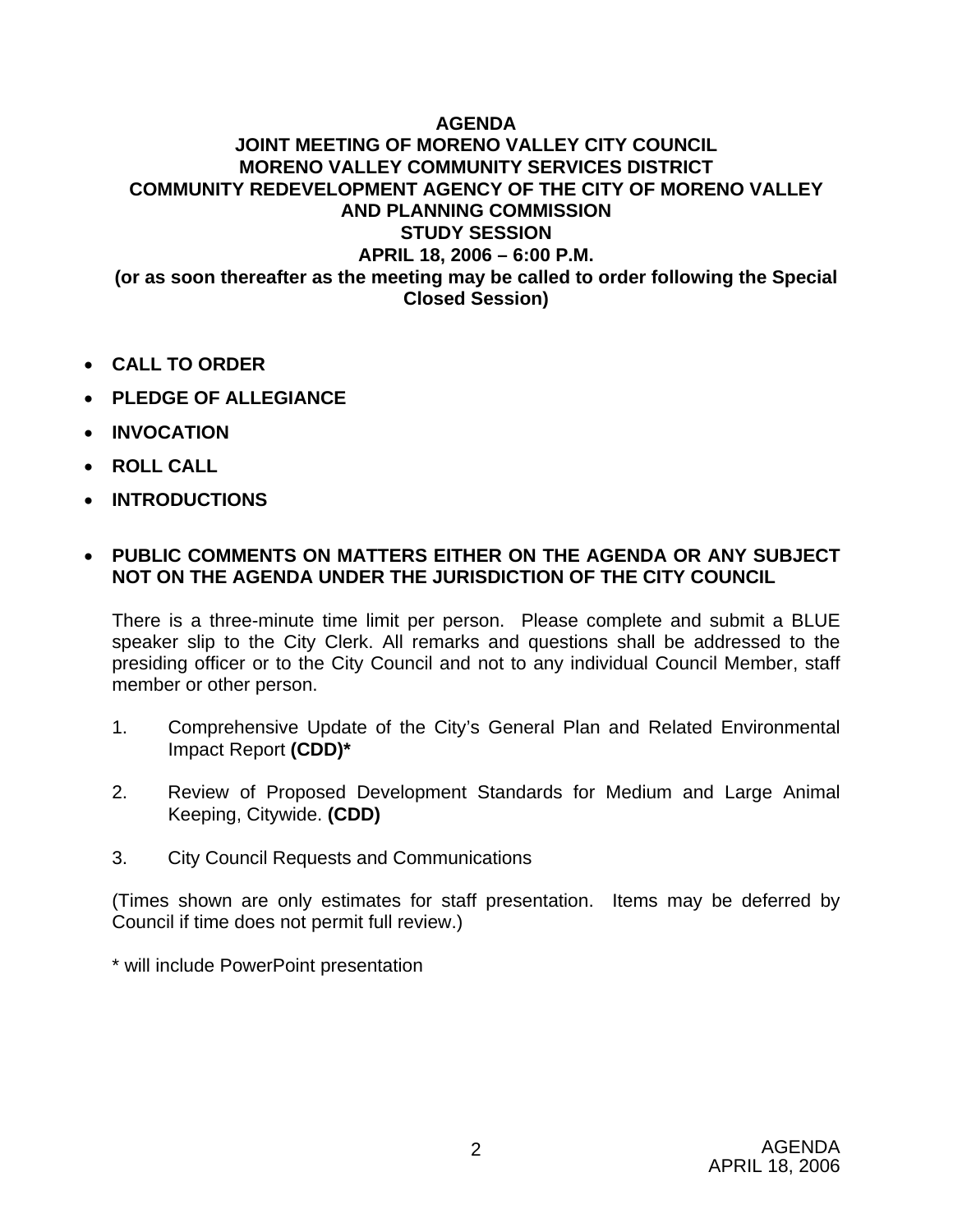# AGENDA
## JOINT MEETING OF MORENO VALLEY CITY COUNCIL
## MORENO VALLEY COMMUNITY SERVICES DISTRICT
## COMMUNITY REDEVELOPMENT AGENCY OF THE CITY OF MORENO VALLEY
## AND PLANNING COMMISSION
## STUDY SESSION
## APRIL 18, 2006 – 6:00 P.M.

**(or as soon thereafter as the meeting may be called to order following the Special Closed Session)**

- **CALL TO ORDER**
- **PLEDGE OF ALLEGIANCE**
- **INVOCATION**
- **ROLL CALL**
- **INTRODUCTIONS**
- **PUBLIC COMMENTS ON MATTERS EITHER ON THE AGENDA OR ANY SUBJECT NOT ON THE AGENDA UNDER THE JURISDICTION OF THE CITY COUNCIL**

There is a three-minute time limit per person. Please complete and submit a BLUE speaker slip to the City Clerk. All remarks and questions shall be addressed to the presiding officer or to the City Council and not to any individual Council Member, staff member or other person.

1. Comprehensive Update of the City's General Plan and Related Environmental Impact Report **(CDD)***

2. Review of Proposed Development Standards for Medium and Large Animal Keeping, Citywide. **(CDD)**

3. City Council Requests and Communications

(Times shown are only estimates for staff presentation. Items may be deferred by Council if time does not permit full review.)

* will include PowerPoint presentation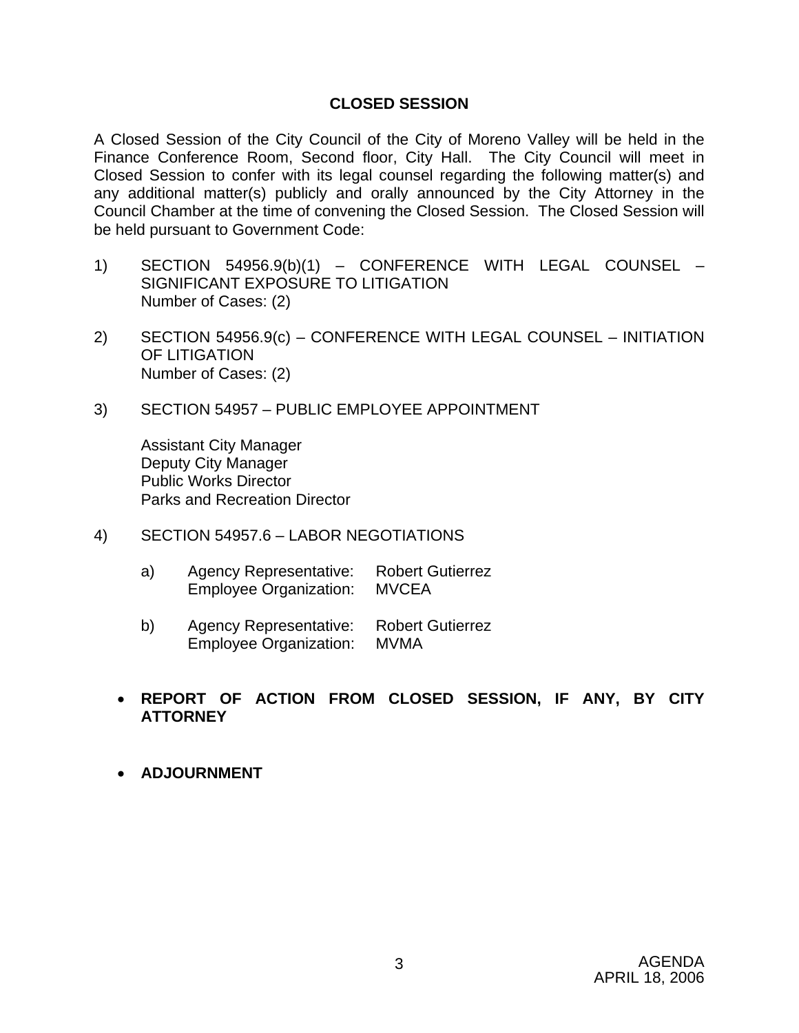## CLOSED SESSION

A Closed Session of the City Council of the City of Moreno Valley will be held in the Finance Conference Room, Second floor, City Hall. The City Council will meet in Closed Session to confer with its legal counsel regarding the following matter(s) and any additional matter(s) publicly and orally announced by the City Attorney in the Council Chamber at the time of convening the Closed Session. The Closed Session will be held pursuant to Government Code:

1) SECTION 54956.9(b)(1) – CONFERENCE WITH LEGAL COUNSEL – SIGNIFICANT EXPOSURE TO LITIGATION
   Number of Cases: (2)

2) SECTION 54956.9(c) – CONFERENCE WITH LEGAL COUNSEL – INITIATION OF LITIGATION
   Number of Cases: (2)

3) SECTION 54957 – PUBLIC EMPLOYEE APPOINTMENT

   Assistant City Manager
   Deputy City Manager
   Public Works Director
   Parks and Recreation Director

4) SECTION 54957.6 – LABOR NEGOTIATIONS

   a) Agency Representative: Robert Gutierrez
      Employee Organization: MVCEA

   b) Agency Representative: Robert Gutierrez
      Employee Organization: MVMA

- **REPORT OF ACTION FROM CLOSED SESSION, IF ANY, BY CITY ATTORNEY**

- **ADJOURNMENT**